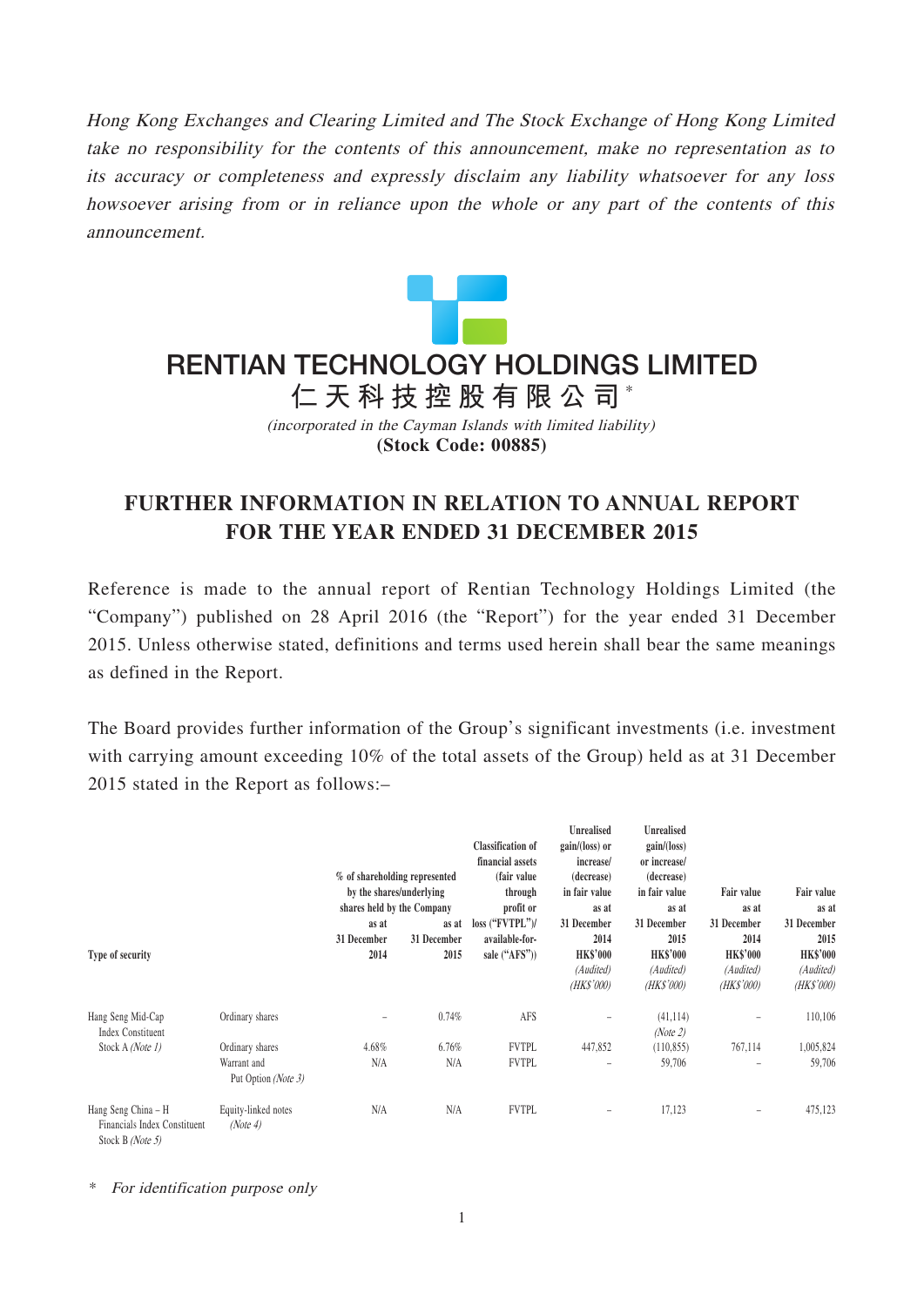*Hong Kong Exchanges and Clearing Limited and The Stock Exchange of Hong Kong Limited take no responsibility for the contents of this announcement, make no representation as to its accuracy or completeness and expressly disclaim any liability whatsoever for any loss howsoever arising from or in reliance upon the whole or any part of the contents of this announcement.*

# RENTIAN TECHNOLOGY HOLDINGS LIMITED

## 仁天科技控股有限公司*

*(incorporated in the Cayman Islands with limited liability)*

**(Stock Code: 00885)**

# FURTHER INFORMATION IN RELATION TO ANNUAL REPORT FOR THE YEAR ENDED 31 DECEMBER 2015

Reference is made to the annual report of Rentian Technology Holdings Limited (the "Company") published on 28 April 2016 (the "Report") for the year ended 31 December 2015. Unless otherwise stated, definitions and terms used herein shall bear the same meanings as defined in the Report.

The Board provides further information of the Group's significant investments (i.e. investment with carrying amount exceeding 10% of the total assets of the Group) held as at 31 December 2015 stated in the Report as follows:–

| Type of security | | % of shareholding represented by the shares/underlying shares held by the Company as at 31 December 2014 | as at 31 December 2015 | Classification of financial assets (fair value through profit or loss ("FVTPL")/ available-for-sale ("AFS")) | Unrealised gain/(loss) or increase/ (decrease) in fair value as at 31 December 2014 HK$'000 *(Audited)* *(HK$'000)* | Unrealised gain/(loss) or increase/ (decrease) in fair value as at 31 December 2015 HK$'000 *(Audited)* *(HK$'000)* | Fair value as at 31 December 2014 HK$'000 *(Audited)* *(HK$'000)* | Fair value as at 31 December 2015 HK$'000 *(Audited)* *(HK$'000)* |
|---|---|---|---|---|---|---|---|---|
| Hang Seng Mid-Cap Index Constituent Stock A *(Note 1)* | Ordinary shares | – | 0.74% | AFS | – | (41,114) *(Note 2)* | – | 110,106 |
| | Ordinary shares | 4.68% | 6.76% | FVTPL | 447,852 | (110,855) | 767,114 | 1,005,824 |
| | Warrant and Put Option *(Note 3)* | N/A | N/A | FVTPL | – | 59,706 | – | 59,706 |
| Hang Seng China – H Financials Index Constituent Stock B *(Note 5)* | Equity-linked notes *(Note 4)* | N/A | N/A | FVTPL | – | 17,123 | – | 475,123 |

\* *For identification purpose only*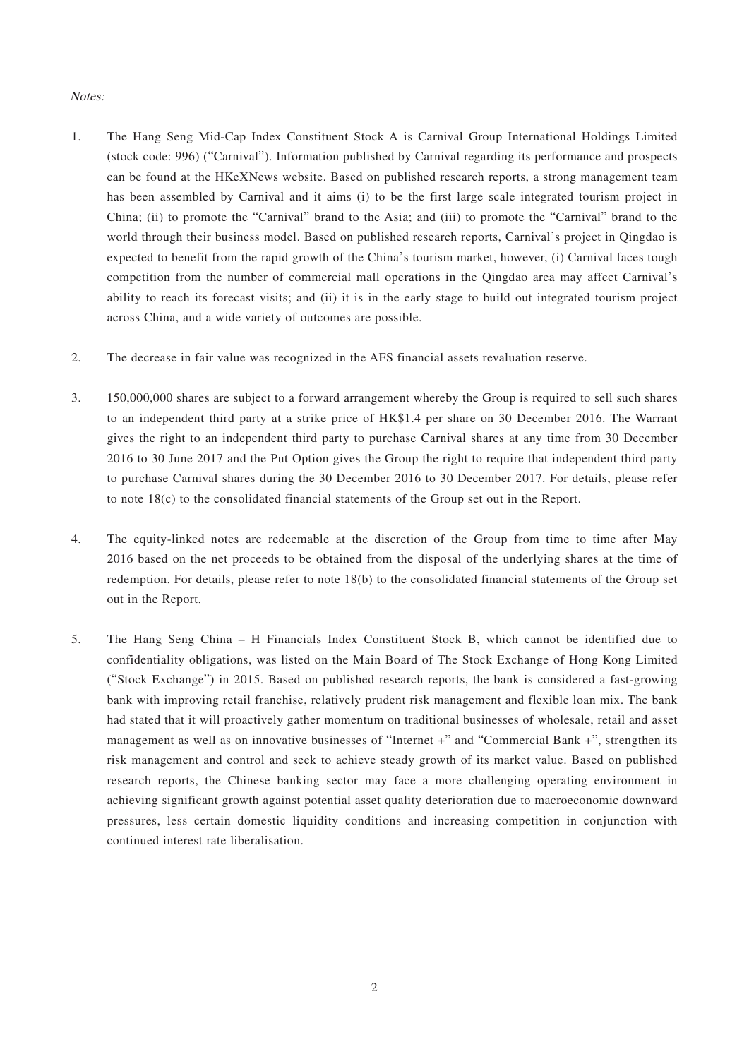*Notes:*

1. The Hang Seng Mid-Cap Index Constituent Stock A is Carnival Group International Holdings Limited (stock code: 996) ("Carnival"). Information published by Carnival regarding its performance and prospects can be found at the HKeXNews website. Based on published research reports, a strong management team has been assembled by Carnival and it aims (i) to be the first large scale integrated tourism project in China; (ii) to promote the "Carnival" brand to the Asia; and (iii) to promote the "Carnival" brand to the world through their business model. Based on published research reports, Carnival's project in Qingdao is expected to benefit from the rapid growth of the China's tourism market, however, (i) Carnival faces tough competition from the number of commercial mall operations in the Qingdao area may affect Carnival's ability to reach its forecast visits; and (ii) it is in the early stage to build out integrated tourism project across China, and a wide variety of outcomes are possible.

2. The decrease in fair value was recognized in the AFS financial assets revaluation reserve.

3. 150,000,000 shares are subject to a forward arrangement whereby the Group is required to sell such shares to an independent third party at a strike price of HK$1.4 per share on 30 December 2016. The Warrant gives the right to an independent third party to purchase Carnival shares at any time from 30 December 2016 to 30 June 2017 and the Put Option gives the Group the right to require that independent third party to purchase Carnival shares during the 30 December 2016 to 30 December 2017. For details, please refer to note 18(c) to the consolidated financial statements of the Group set out in the Report.

4. The equity-linked notes are redeemable at the discretion of the Group from time to time after May 2016 based on the net proceeds to be obtained from the disposal of the underlying shares at the time of redemption. For details, please refer to note 18(b) to the consolidated financial statements of the Group set out in the Report.

5. The Hang Seng China – H Financials Index Constituent Stock B, which cannot be identified due to confidentiality obligations, was listed on the Main Board of The Stock Exchange of Hong Kong Limited ("Stock Exchange") in 2015. Based on published research reports, the bank is considered a fast-growing bank with improving retail franchise, relatively prudent risk management and flexible loan mix. The bank had stated that it will proactively gather momentum on traditional businesses of wholesale, retail and asset management as well as on innovative businesses of "Internet +" and "Commercial Bank +", strengthen its risk management and control and seek to achieve steady growth of its market value. Based on published research reports, the Chinese banking sector may face a more challenging operating environment in achieving significant growth against potential asset quality deterioration due to macroeconomic downward pressures, less certain domestic liquidity conditions and increasing competition in conjunction with continued interest rate liberalisation.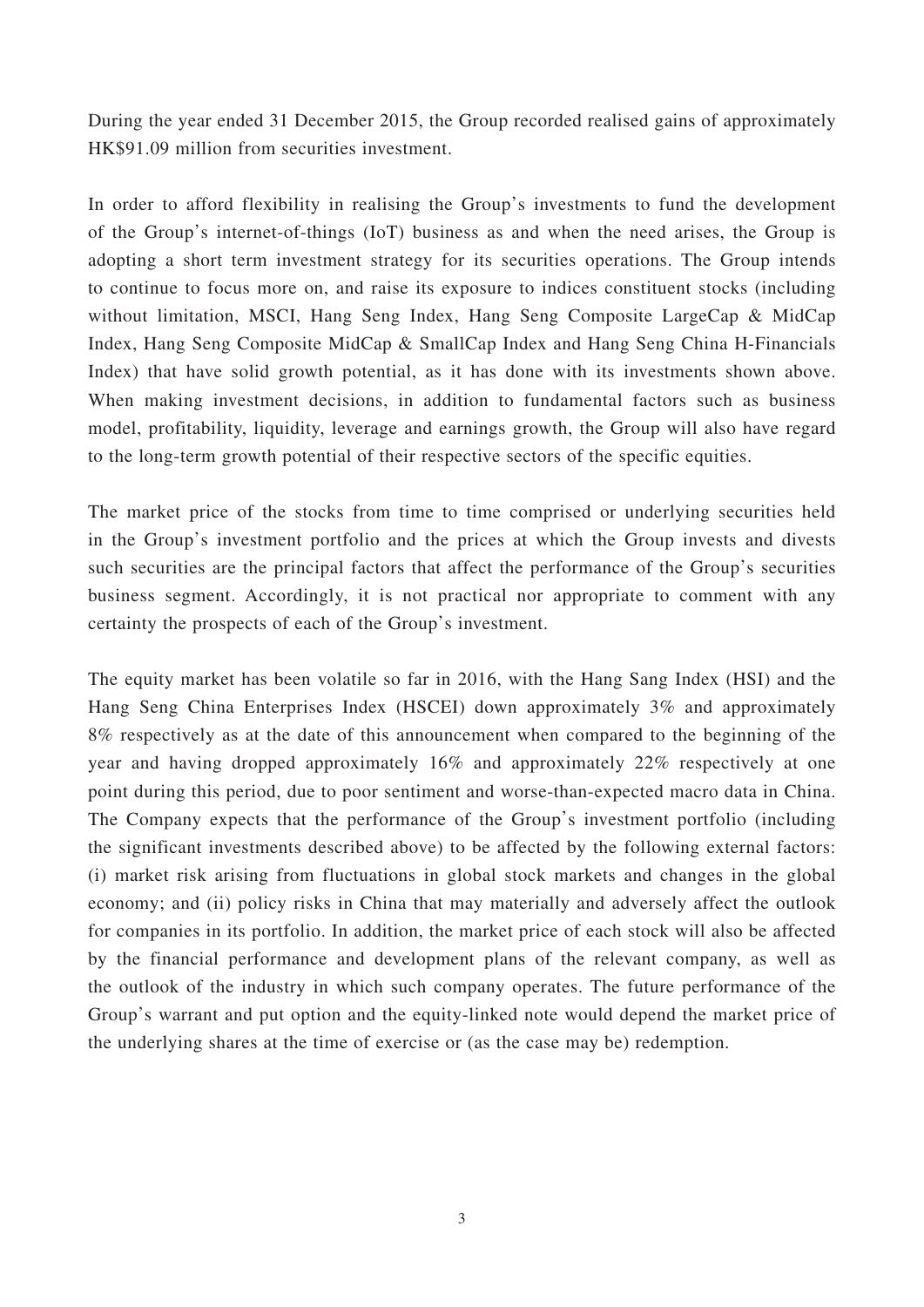During the year ended 31 December 2015, the Group recorded realised gains of approximately HK$91.09 million from securities investment.

In order to afford flexibility in realising the Group's investments to fund the development of the Group's internet-of-things (IoT) business as and when the need arises, the Group is adopting a short term investment strategy for its securities operations. The Group intends to continue to focus more on, and raise its exposure to indices constituent stocks (including without limitation, MSCI, Hang Seng Index, Hang Seng Composite LargeCap & MidCap Index, Hang Seng Composite MidCap & SmallCap Index and Hang Seng China H-Financials Index) that have solid growth potential, as it has done with its investments shown above. When making investment decisions, in addition to fundamental factors such as business model, profitability, liquidity, leverage and earnings growth, the Group will also have regard to the long-term growth potential of their respective sectors of the specific equities.

The market price of the stocks from time to time comprised or underlying securities held in the Group's investment portfolio and the prices at which the Group invests and divests such securities are the principal factors that affect the performance of the Group's securities business segment. Accordingly, it is not practical nor appropriate to comment with any certainty the prospects of each of the Group's investment.

The equity market has been volatile so far in 2016, with the Hang Sang Index (HSI) and the Hang Seng China Enterprises Index (HSCEI) down approximately 3% and approximately 8% respectively as at the date of this announcement when compared to the beginning of the year and having dropped approximately 16% and approximately 22% respectively at one point during this period, due to poor sentiment and worse-than-expected macro data in China. The Company expects that the performance of the Group's investment portfolio (including the significant investments described above) to be affected by the following external factors: (i) market risk arising from fluctuations in global stock markets and changes in the global economy; and (ii) policy risks in China that may materially and adversely affect the outlook for companies in its portfolio. In addition, the market price of each stock will also be affected by the financial performance and development plans of the relevant company, as well as the outlook of the industry in which such company operates. The future performance of the Group's warrant and put option and the equity-linked note would depend the market price of the underlying shares at the time of exercise or (as the case may be) redemption.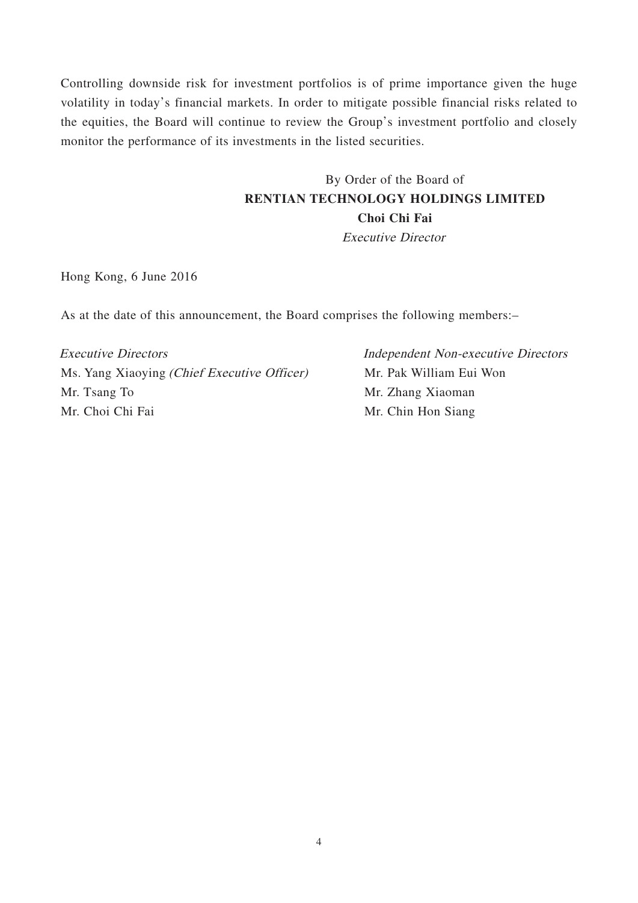Controlling downside risk for investment portfolios is of prime importance given the huge volatility in today's financial markets. In order to mitigate possible financial risks related to the equities, the Board will continue to review the Group's investment portfolio and closely monitor the performance of its investments in the listed securities.

By Order of the Board of
**RENTIAN TECHNOLOGY HOLDINGS LIMITED**
**Choi Chi Fai**
*Executive Director*

Hong Kong, 6 June 2016

As at the date of this announcement, the Board comprises the following members:–

*Executive Directors*
Ms. Yang Xiaoying *(Chief Executive Officer)*
Mr. Tsang To
Mr. Choi Chi Fai

*Independent Non-executive Directors*
Mr. Pak William Eui Won
Mr. Zhang Xiaoman
Mr. Chin Hon Siang